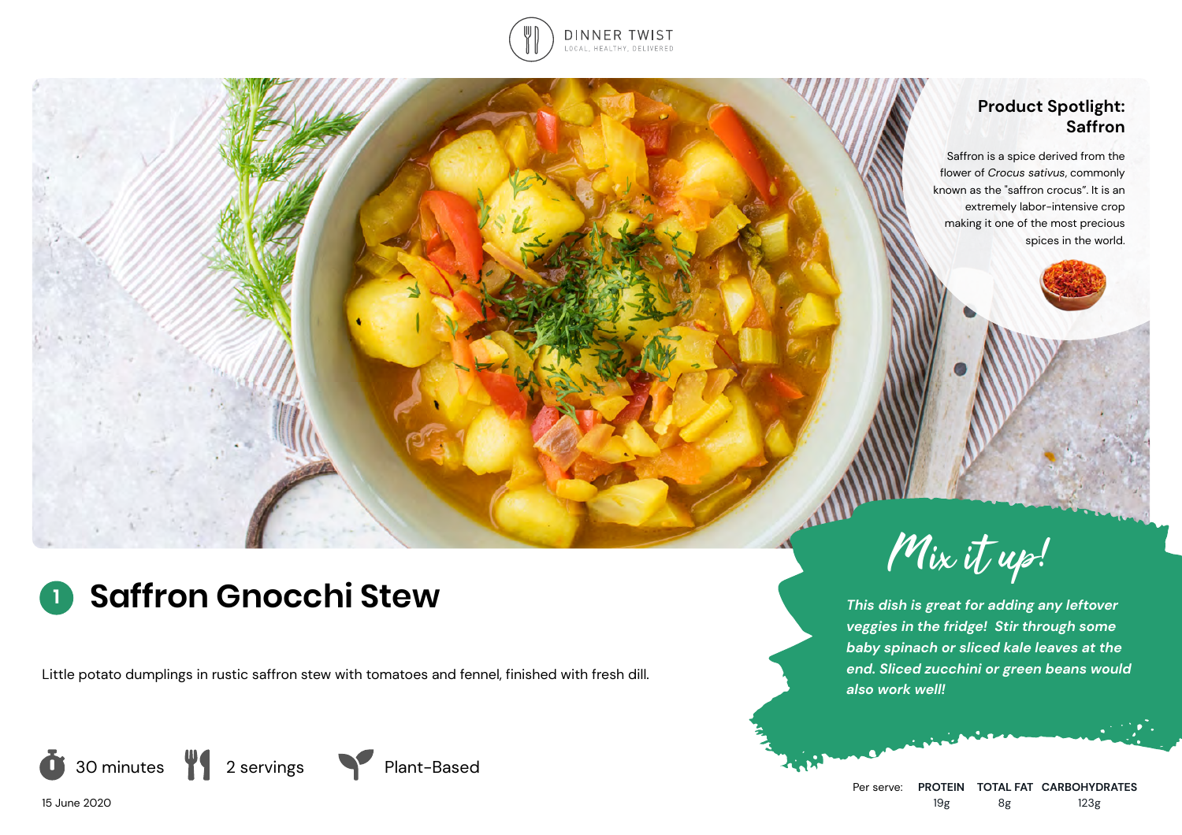DINNER TWIST
LOCAL, HEALTHY, DELIVERED

### Product Spotlight: Saffron

Saffron is a spice derived from the flower of *Crocus sativus*, commonly known as the "saffron crocus". It is an extremely labor-intensive crop making it one of the most precious spices in the world.

# 1 Saffron Gnocchi Stew

Little potato dumplings in rustic saffron stew with tomatoes and fennel, finished with fresh dill.

## Mix it up!

***This dish is great for adding any leftover veggies in the fridge! Stir through some baby spinach or sliced kale leaves at the end. Sliced zucchini or green beans would also work well!***

30 minutes | 2 servings | Plant-Based

15 June 2020

| Per serve: | PROTEIN | TOTAL FAT | CARBOHYDRATES |
|---|---|---|---|
| | 19g | 8g | 123g |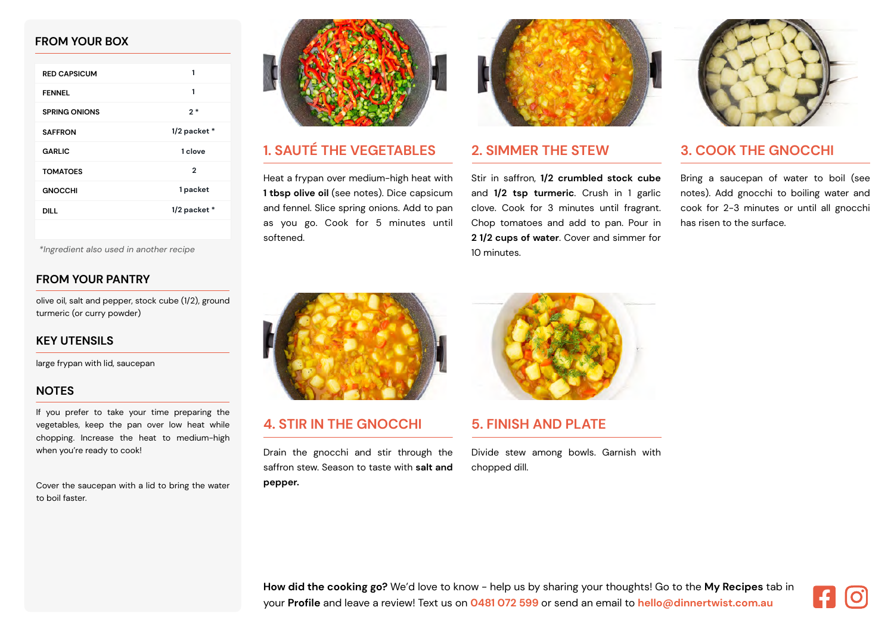## FROM YOUR BOX

| | |
|---|---|
| RED CAPSICUM | 1 |
| FENNEL | 1 |
| SPRING ONIONS | 2 * |
| SAFFRON | 1/2 packet * |
| GARLIC | 1 clove |
| TOMATOES | 2 |
| GNOCCHI | 1 packet |
| DILL | 1/2 packet * |

*\*Ingredient also used in another recipe*

## FROM YOUR PANTRY

olive oil, salt and pepper, stock cube (1/2), ground turmeric (or curry powder)

## KEY UTENSILS

large frypan with lid, saucepan

## NOTES

If you prefer to take your time preparing the vegetables, keep the pan over low heat while chopping. Increase the heat to medium-high when you're ready to cook!

Cover the saucepan with a lid to bring the water to boil faster.

## 1. SAUTÉ THE VEGETABLES

Heat a frypan over medium-high heat with **1 tbsp olive oil** (see notes). Dice capsicum and fennel. Slice spring onions. Add to pan as you go. Cook for 5 minutes until softened.

## 2. SIMMER THE STEW

Stir in saffron, **1/2 crumbled stock cube** and **1/2 tsp turmeric**. Crush in 1 garlic clove. Cook for 3 minutes until fragrant. Chop tomatoes and add to pan. Pour in **2 1/2 cups of water**. Cover and simmer for 10 minutes.

## 3. COOK THE GNOCCHI

Bring a saucepan of water to boil (see notes). Add gnocchi to boiling water and cook for 2-3 minutes or until all gnocchi has risen to the surface.

## 4. STIR IN THE GNOCCHI

Drain the gnocchi and stir through the saffron stew. Season to taste with **salt and pepper.**

## 5. FINISH AND PLATE

Divide stew among bowls. Garnish with chopped dill.

**How did the cooking go?** We'd love to know - help us by sharing your thoughts! Go to the **My Recipes** tab in your **Profile** and leave a review! Text us on 0481 072 599 or send an email to hello@dinnertwist.com.au